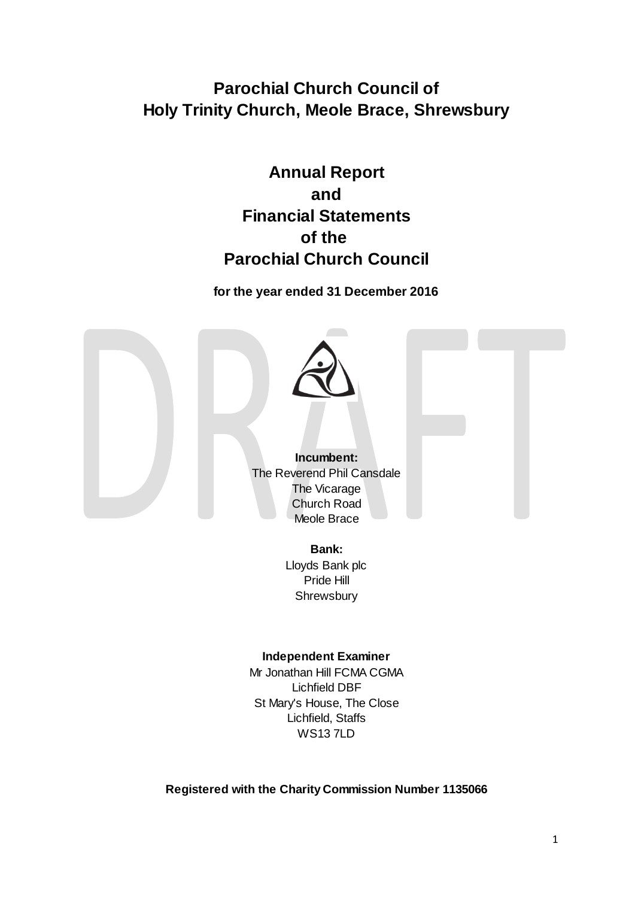# Parochial Church Council of
# Holy Trinity Church, Meole Brace, Shrewsbury

## Annual Report
## and
## Financial Statements
## of the
## Parochial Church Council

**for the year ended 31 December 2016**

DRAFT

**Incumbent:**
The Reverend Phil Cansdale
The Vicarage
Church Road
Meole Brace

**Bank:**
Lloyds Bank plc
Pride Hill
Shrewsbury

**Independent Examiner**
Mr Jonathan Hill FCMA CGMA
Lichfield DBF
St Mary's House, The Close
Lichfield, Staffs
WS13 7LD

**Registered with the Charity Commission Number 1135066**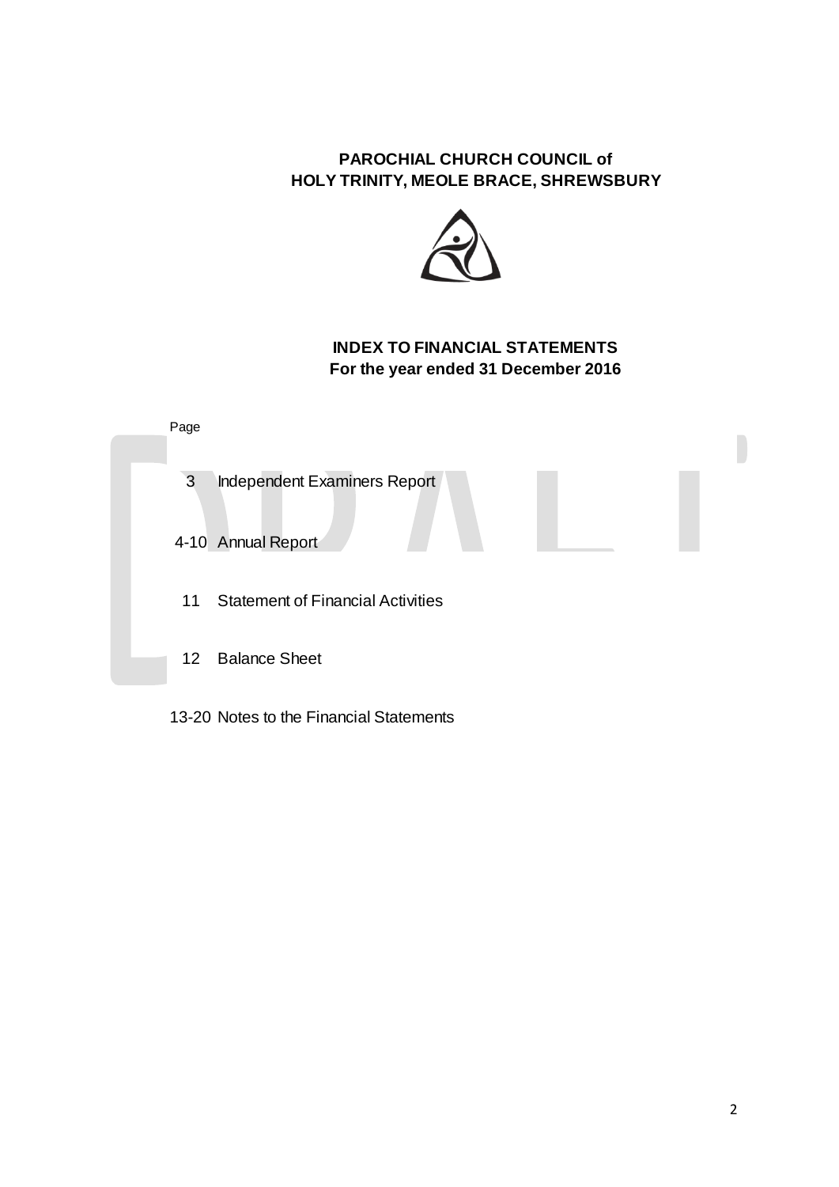**PAROCHIAL CHURCH COUNCIL of**
**HOLY TRINITY, MEOLE BRACE, SHREWSBURY**

## INDEX TO FINANCIAL STATEMENTS
**For the year ended 31 December 2016**

| Page | |
|---|---|
| 3 | Independent Examiners Report |
| 4-10 | Annual Report |
| 11 | Statement of Financial Activities |
| 12 | Balance Sheet |
| 13-20 | Notes to the Financial Statements |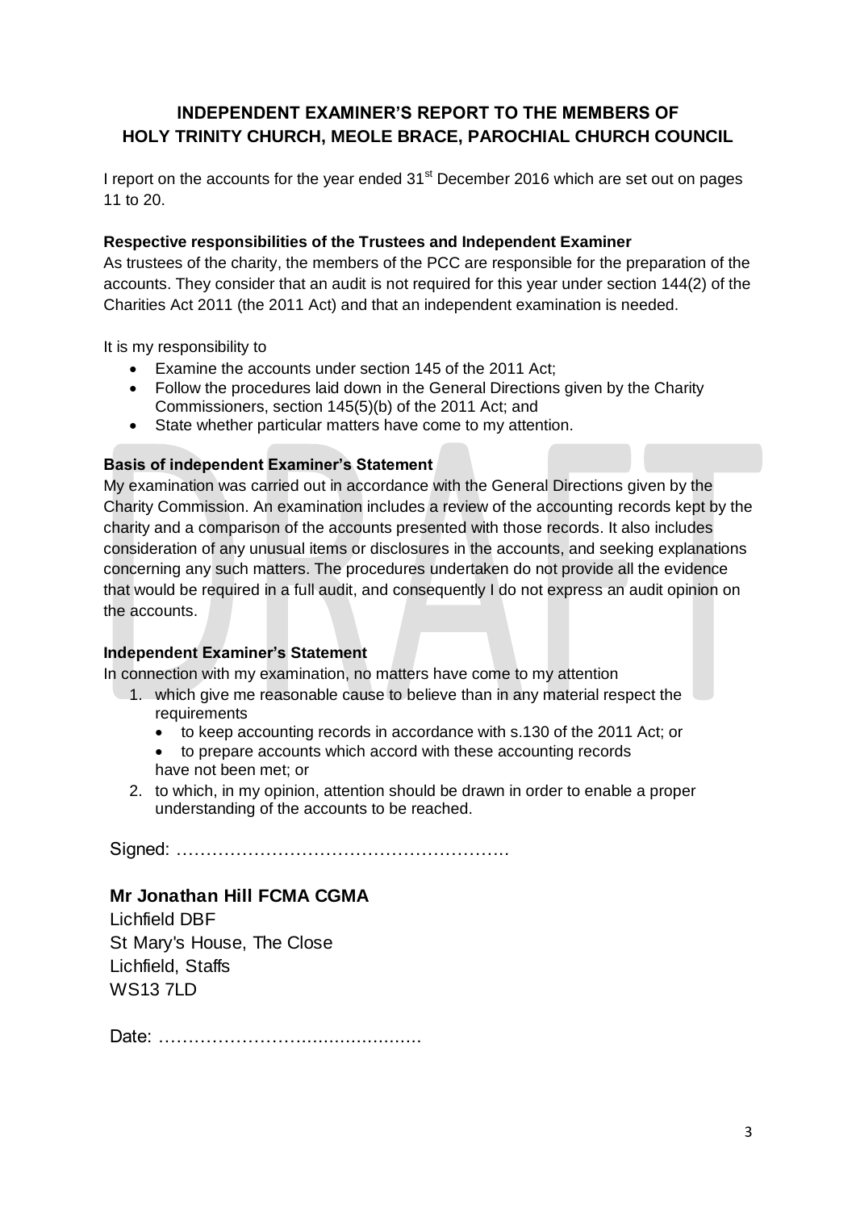## INDEPENDENT EXAMINER'S REPORT TO THE MEMBERS OF HOLY TRINITY CHURCH, MEOLE BRACE, PAROCHIAL CHURCH COUNCIL

I report on the accounts for the year ended 31st December 2016 which are set out on pages 11 to 20.

**Respective responsibilities of the Trustees and Independent Examiner**

As trustees of the charity, the members of the PCC are responsible for the preparation of the accounts. They consider that an audit is not required for this year under section 144(2) of the Charities Act 2011 (the 2011 Act) and that an independent examination is needed.

It is my responsibility to

- Examine the accounts under section 145 of the 2011 Act;
- Follow the procedures laid down in the General Directions given by the Charity Commissioners, section 145(5)(b) of the 2011 Act; and
- State whether particular matters have come to my attention.

**Basis of independent Examiner's Statement**

My examination was carried out in accordance with the General Directions given by the Charity Commission. An examination includes a review of the accounting records kept by the charity and a comparison of the accounts presented with those records. It also includes consideration of any unusual items or disclosures in the accounts, and seeking explanations concerning any such matters. The procedures undertaken do not provide all the evidence that would be required in a full audit, and consequently I do not express an audit opinion on the accounts.

**Independent Examiner's Statement**

In connection with my examination, no matters have come to my attention

1. which give me reasonable cause to believe than in any material respect the requirements
   - to keep accounting records in accordance with s.130 of the 2011 Act; or
   - to prepare accounts which accord with these accounting records

   have not been met; or
2. to which, in my opinion, attention should be drawn in order to enable a proper understanding of the accounts to be reached.

Signed: ……………………………………………….

**Mr Jonathan Hill FCMA CGMA**
Lichfield DBF
St Mary's House, The Close
Lichfield, Staffs
WS13 7LD

Date: ……………………….…..………..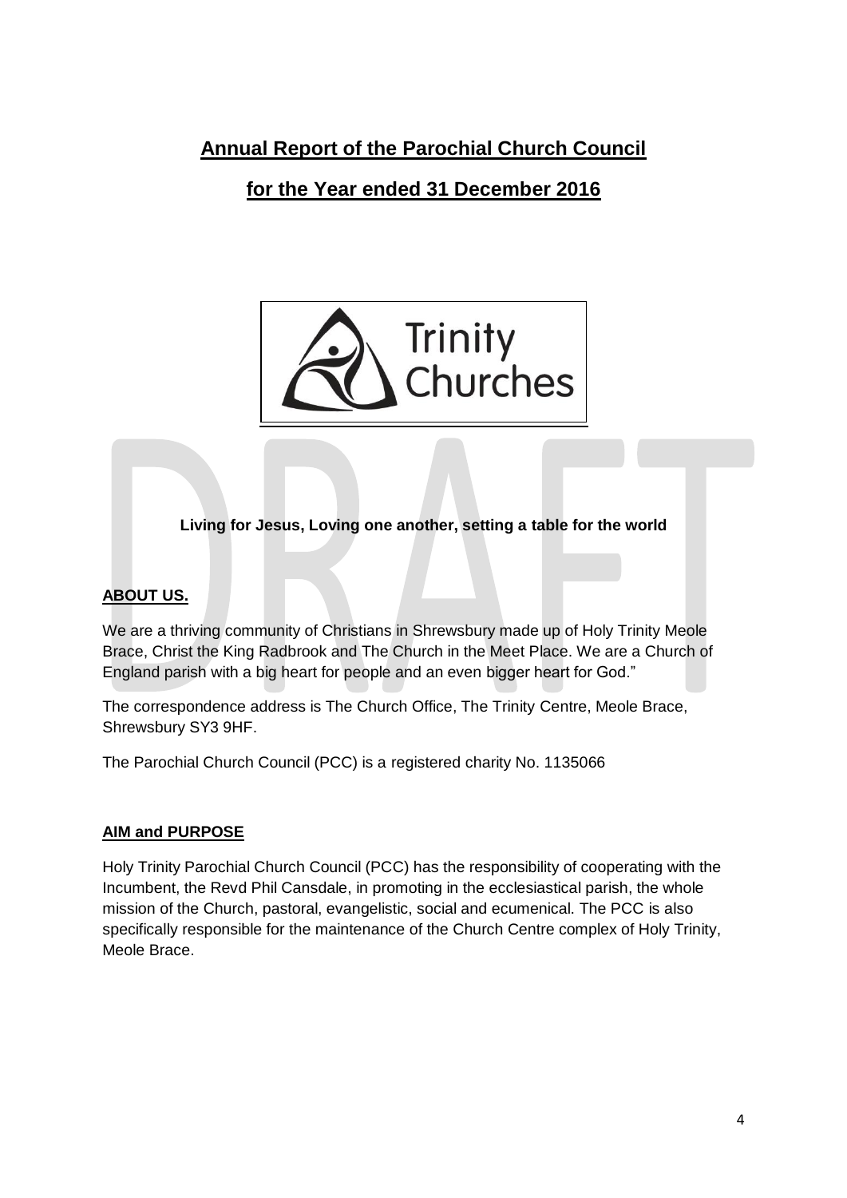# Annual Report of the Parochial Church Council

# for the Year ended 31 December 2016

**Living for Jesus, Loving one another, setting a table for the world**

## ABOUT US.

We are a thriving community of Christians in Shrewsbury made up of Holy Trinity Meole Brace, Christ the King Radbrook and The Church in the Meet Place. We are a Church of England parish with a big heart for people and an even bigger heart for God."

The correspondence address is The Church Office, The Trinity Centre, Meole Brace, Shrewsbury SY3 9HF.

The Parochial Church Council (PCC) is a registered charity No. 1135066

## AIM and PURPOSE

Holy Trinity Parochial Church Council (PCC) has the responsibility of cooperating with the Incumbent, the Revd Phil Cansdale, in promoting in the ecclesiastical parish, the whole mission of the Church, pastoral, evangelistic, social and ecumenical. The PCC is also specifically responsible for the maintenance of the Church Centre complex of Holy Trinity, Meole Brace.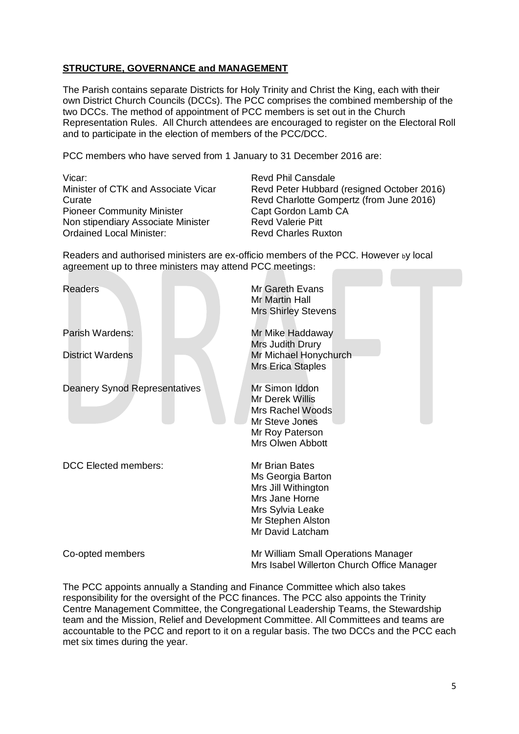**STRUCTURE, GOVERNANCE and MANAGEMENT**

The Parish contains separate Districts for Holy Trinity and Christ the King, each with their own District Church Councils (DCCs). The PCC comprises the combined membership of the two DCCs. The method of appointment of PCC members is set out in the Church Representation Rules. All Church attendees are encouraged to register on the Electoral Roll and to participate in the election of members of the PCC/DCC.

PCC members who have served from 1 January to 31 December 2016 are:

| | |
|---|---|
| Vicar: | Revd Phil Cansdale |
| Minister of CTK and Associate Vicar | Revd Peter Hubbard (resigned October 2016) |
| Curate | Revd Charlotte Gompertz (from June 2016) |
| Pioneer Community Minister | Capt Gordon Lamb CA |
| Non stipendiary Associate Minister | Revd Valerie Pitt |
| Ordained Local Minister: | Revd Charles Ruxton |

Readers and authorised ministers are ex-officio members of the PCC. However by local agreement up to three ministers may attend PCC meetings:

| | |
|---|---|
| Readers | Mr Gareth Evans |
| | Mr Martin Hall |
| | Mrs Shirley Stevens |
| Parish Wardens: | Mr Mike Haddaway |
| | Mrs Judith Drury |
| District Wardens | Mr Michael Honychurch |
| | Mrs Erica Staples |
| Deanery Synod Representatives | Mr Simon Iddon |
| | Mr Derek Willis |
| | Mrs Rachel Woods |
| | Mr Steve Jones |
| | Mr Roy Paterson |
| | Mrs Olwen Abbott |
| DCC Elected members: | Mr Brian Bates |
| | Ms Georgia Barton |
| | Mrs Jill Withington |
| | Mrs Jane Horne |
| | Mrs Sylvia Leake |
| | Mr Stephen Alston |
| | Mr David Latcham |
| Co-opted members | Mr William Small Operations Manager |
| | Mrs Isabel Willerton Church Office Manager |

The PCC appoints annually a Standing and Finance Committee which also takes responsibility for the oversight of the PCC finances. The PCC also appoints the Trinity Centre Management Committee, the Congregational Leadership Teams, the Stewardship team and the Mission, Relief and Development Committee. All Committees and teams are accountable to the PCC and report to it on a regular basis. The two DCCs and the PCC each met six times during the year.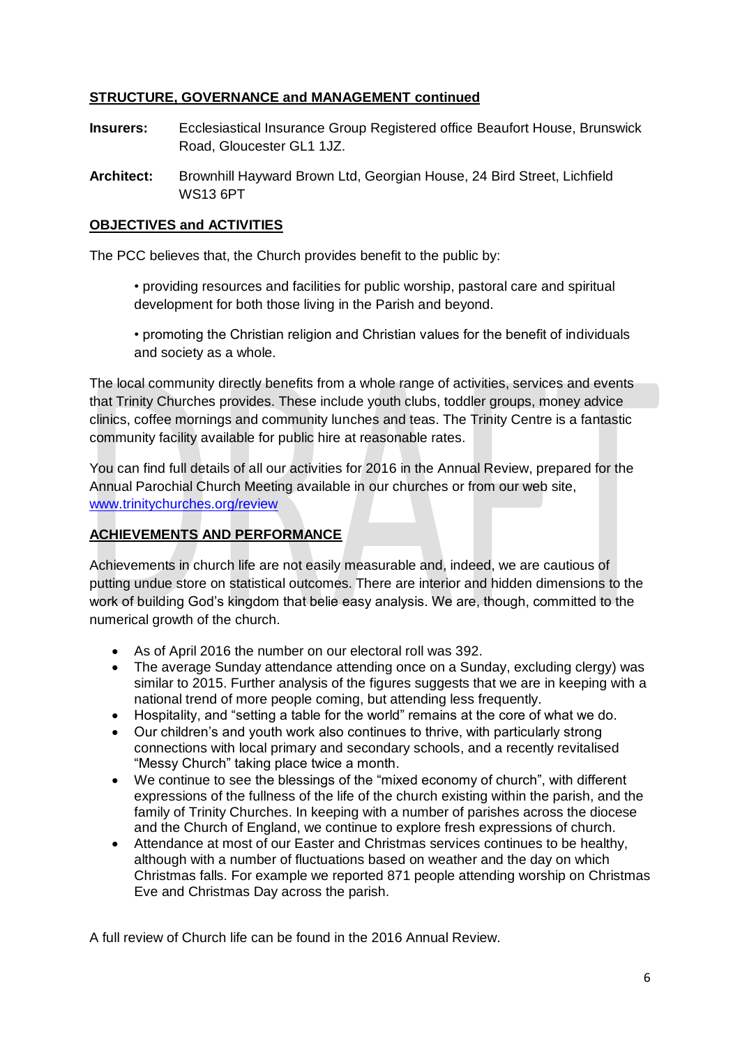## STRUCTURE, GOVERNANCE and MANAGEMENT continued

**Insurers:** Ecclesiastical Insurance Group Registered office Beaufort House, Brunswick Road, Gloucester GL1 1JZ.

**Architect:** Brownhill Hayward Brown Ltd, Georgian House, 24 Bird Street, Lichfield WS13 6PT

## OBJECTIVES and ACTIVITIES

The PCC believes that, the Church provides benefit to the public by:

- providing resources and facilities for public worship, pastoral care and spiritual development for both those living in the Parish and beyond.
- promoting the Christian religion and Christian values for the benefit of individuals and society as a whole.

The local community directly benefits from a whole range of activities, services and events that Trinity Churches provides. These include youth clubs, toddler groups, money advice clinics, coffee mornings and community lunches and teas. The Trinity Centre is a fantastic community facility available for public hire at reasonable rates.

You can find full details of all our activities for 2016 in the Annual Review, prepared for the Annual Parochial Church Meeting available in our churches or from our web site, [www.trinitychurches.org/review](www.trinitychurches.org/review)

## ACHIEVEMENTS AND PERFORMANCE

Achievements in church life are not easily measurable and, indeed, we are cautious of putting undue store on statistical outcomes. There are interior and hidden dimensions to the work of building God's kingdom that belie easy analysis. We are, though, committed to the numerical growth of the church.

- As of April 2016 the number on our electoral roll was 392.
- The average Sunday attendance attending once on a Sunday, excluding clergy) was similar to 2015. Further analysis of the figures suggests that we are in keeping with a national trend of more people coming, but attending less frequently.
- Hospitality, and "setting a table for the world" remains at the core of what we do.
- Our children's and youth work also continues to thrive, with particularly strong connections with local primary and secondary schools, and a recently revitalised "Messy Church" taking place twice a month.
- We continue to see the blessings of the "mixed economy of church", with different expressions of the fullness of the life of the church existing within the parish, and the family of Trinity Churches. In keeping with a number of parishes across the diocese and the Church of England, we continue to explore fresh expressions of church.
- Attendance at most of our Easter and Christmas services continues to be healthy, although with a number of fluctuations based on weather and the day on which Christmas falls. For example we reported 871 people attending worship on Christmas Eve and Christmas Day across the parish.

A full review of Church life can be found in the 2016 Annual Review.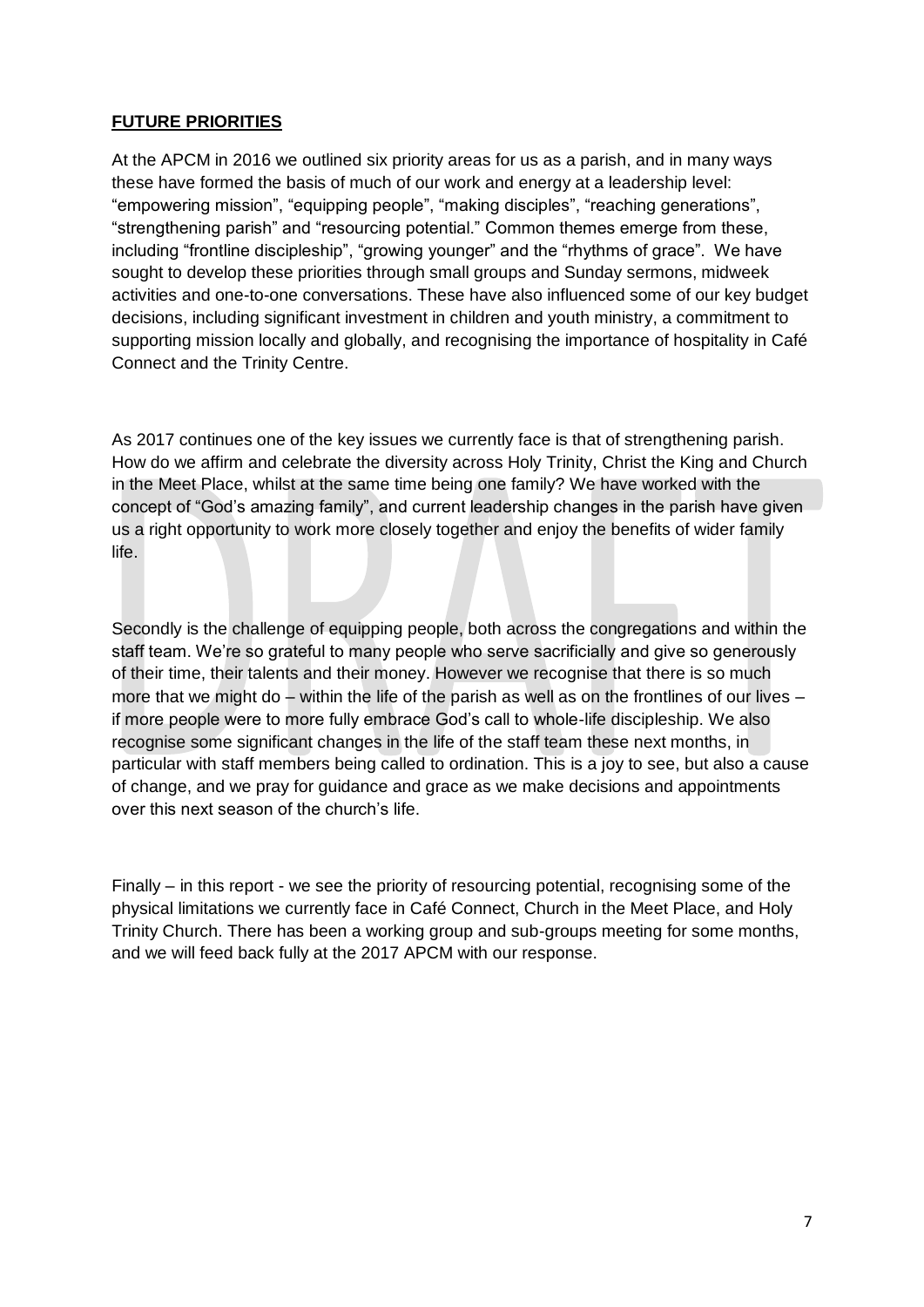**FUTURE PRIORITIES**

At the APCM in 2016 we outlined six priority areas for us as a parish, and in many ways these have formed the basis of much of our work and energy at a leadership level: "empowering mission", "equipping people", "making disciples", "reaching generations", "strengthening parish" and "resourcing potential." Common themes emerge from these, including "frontline discipleship", "growing younger" and the "rhythms of grace". We have sought to develop these priorities through small groups and Sunday sermons, midweek activities and one-to-one conversations. These have also influenced some of our key budget decisions, including significant investment in children and youth ministry, a commitment to supporting mission locally and globally, and recognising the importance of hospitality in Café Connect and the Trinity Centre.

As 2017 continues one of the key issues we currently face is that of strengthening parish. How do we affirm and celebrate the diversity across Holy Trinity, Christ the King and Church in the Meet Place, whilst at the same time being one family? We have worked with the concept of "God's amazing family", and current leadership changes in the parish have given us a right opportunity to work more closely together and enjoy the benefits of wider family life.

Secondly is the challenge of equipping people, both across the congregations and within the staff team. We're so grateful to many people who serve sacrificially and give so generously of their time, their talents and their money. However we recognise that there is so much more that we might do – within the life of the parish as well as on the frontlines of our lives – if more people were to more fully embrace God's call to whole-life discipleship. We also recognise some significant changes in the life of the staff team these next months, in particular with staff members being called to ordination. This is a joy to see, but also a cause of change, and we pray for guidance and grace as we make decisions and appointments over this next season of the church's life.

Finally – in this report - we see the priority of resourcing potential, recognising some of the physical limitations we currently face in Café Connect, Church in the Meet Place, and Holy Trinity Church. There has been a working group and sub-groups meeting for some months, and we will feed back fully at the 2017 APCM with our response.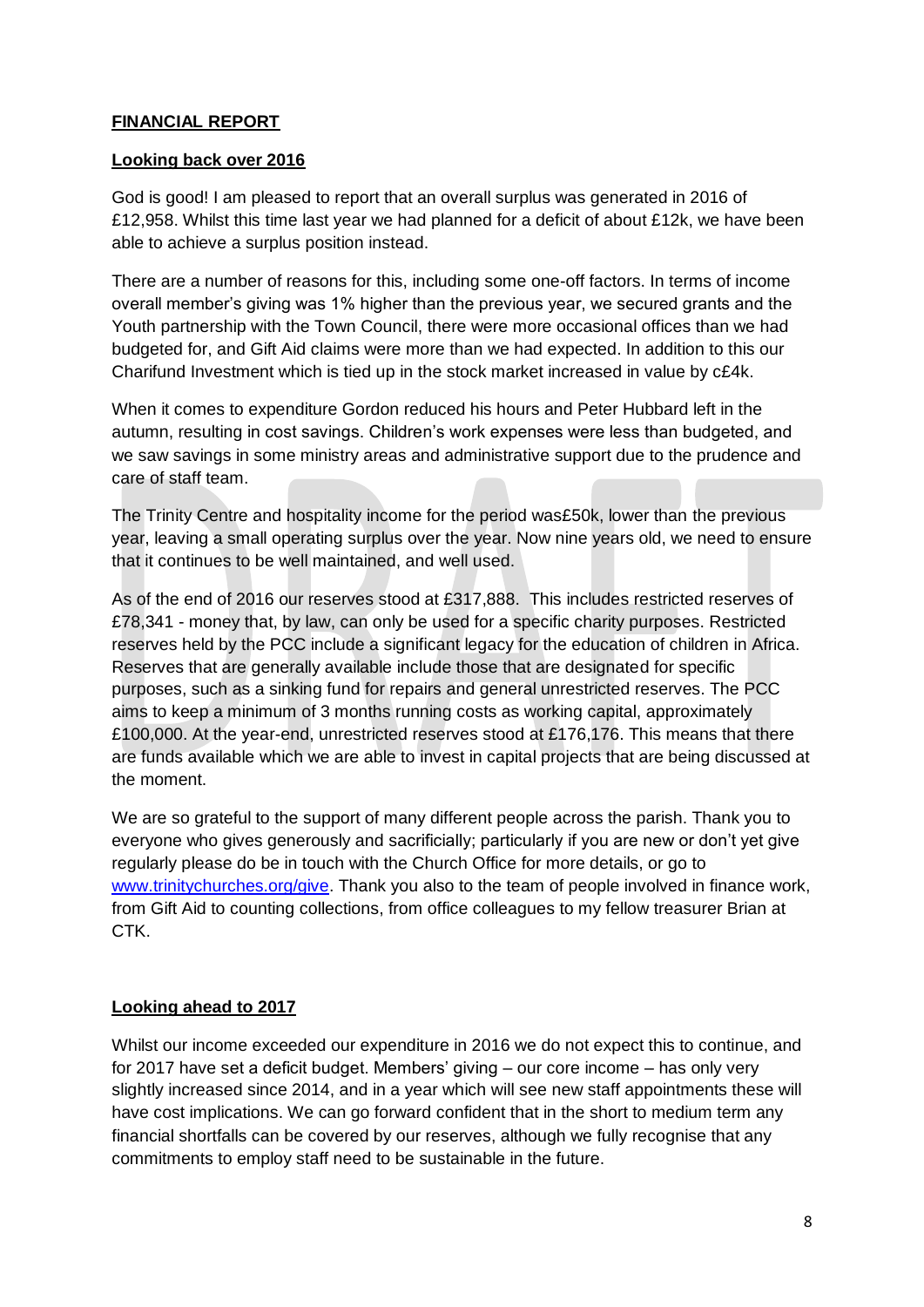**FINANCIAL REPORT**

**Looking back over 2016**

God is good! I am pleased to report that an overall surplus was generated in 2016 of £12,958. Whilst this time last year we had planned for a deficit of about £12k, we have been able to achieve a surplus position instead.

There are a number of reasons for this, including some one-off factors. In terms of income overall member's giving was 1% higher than the previous year, we secured grants and the Youth partnership with the Town Council, there were more occasional offices than we had budgeted for, and Gift Aid claims were more than we had expected. In addition to this our Charifund Investment which is tied up in the stock market increased in value by c£4k.

When it comes to expenditure Gordon reduced his hours and Peter Hubbard left in the autumn, resulting in cost savings. Children's work expenses were less than budgeted, and we saw savings in some ministry areas and administrative support due to the prudence and care of staff team.

The Trinity Centre and hospitality income for the period was£50k, lower than the previous year, leaving a small operating surplus over the year. Now nine years old, we need to ensure that it continues to be well maintained, and well used.

As of the end of 2016 our reserves stood at £317,888. This includes restricted reserves of £78,341 - money that, by law, can only be used for a specific charity purposes. Restricted reserves held by the PCC include a significant legacy for the education of children in Africa. Reserves that are generally available include those that are designated for specific purposes, such as a sinking fund for repairs and general unrestricted reserves. The PCC aims to keep a minimum of 3 months running costs as working capital, approximately £100,000. At the year-end, unrestricted reserves stood at £176,176. This means that there are funds available which we are able to invest in capital projects that are being discussed at the moment.

We are so grateful to the support of many different people across the parish. Thank you to everyone who gives generously and sacrificially; particularly if you are new or don't yet give regularly please do be in touch with the Church Office for more details, or go to www.trinitychurches.org/give. Thank you also to the team of people involved in finance work, from Gift Aid to counting collections, from office colleagues to my fellow treasurer Brian at CTK.

**Looking ahead to 2017**

Whilst our income exceeded our expenditure in 2016 we do not expect this to continue, and for 2017 have set a deficit budget. Members' giving – our core income – has only very slightly increased since 2014, and in a year which will see new staff appointments these will have cost implications. We can go forward confident that in the short to medium term any financial shortfalls can be covered by our reserves, although we fully recognise that any commitments to employ staff need to be sustainable in the future.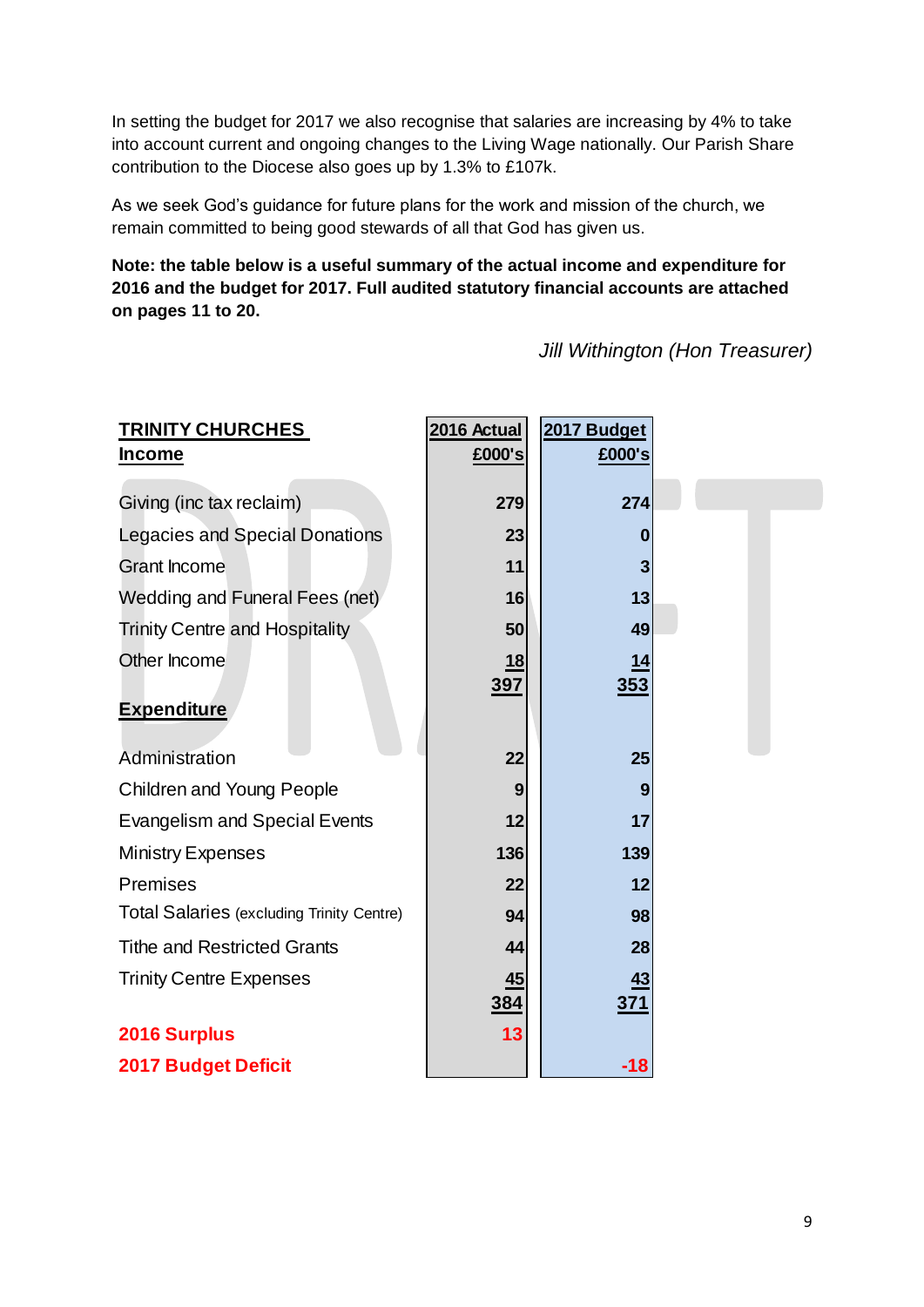In setting the budget for 2017 we also recognise that salaries are increasing by 4% to take into account current and ongoing changes to the Living Wage nationally. Our Parish Share contribution to the Diocese also goes up by 1.3% to £107k.

As we seek God's guidance for future plans for the work and mission of the church, we remain committed to being good stewards of all that God has given us.

**Note: the table below is a useful summary of the actual income and expenditure for 2016 and the budget for 2017. Full audited statutory financial accounts are attached on pages 11 to 20.**

*Jill Withington (Hon Treasurer)*

| **TRINITY CHURCHES** | **2016 Actual** | **2017 Budget** |
|---|---|---|
| **Income** | **£000's** | **£000's** |
| Giving (inc tax reclaim) | **279** | **274** |
| Legacies and Special Donations | **23** | **0** |
| Grant Income | **11** | **3** |
| Wedding and Funeral Fees (net) | **16** | **13** |
| Trinity Centre and Hospitality | **50** | **49** |
| Other Income | **18** | **14** |
| | **397** | **353** |
| **Expenditure** | | |
| Administration | **22** | **25** |
| Children and Young People | **9** | **9** |
| Evangelism and Special Events | **12** | **17** |
| Ministry Expenses | **136** | **139** |
| Premises | **22** | **12** |
| Total Salaries (excluding Trinity Centre) | **94** | **98** |
| Tithe and Restricted Grants | **44** | **28** |
| Trinity Centre Expenses | **45** | **43** |
| | **384** | **371** |
| **2016 Surplus** | **13** | |
| **2017 Budget Deficit** | | **-18** |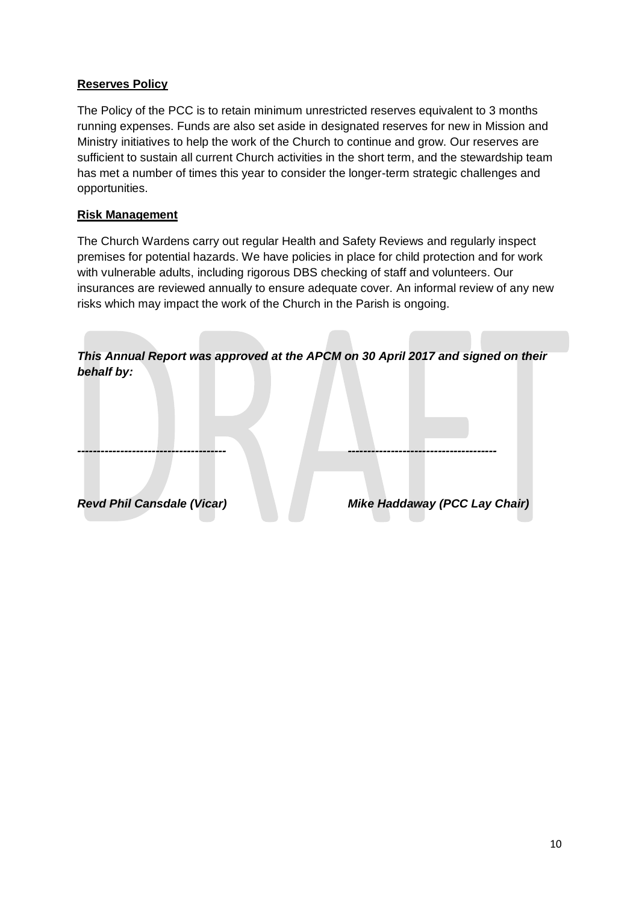**Reserves Policy**

The Policy of the PCC is to retain minimum unrestricted reserves equivalent to 3 months running expenses. Funds are also set aside in designated reserves for new in Mission and Ministry initiatives to help the work of the Church to continue and grow. Our reserves are sufficient to sustain all current Church activities in the short term, and the stewardship team has met a number of times this year to consider the longer-term strategic challenges and opportunities.

**Risk Management**

The Church Wardens carry out regular Health and Safety Reviews and regularly inspect premises for potential hazards. We have policies in place for child protection and for work with vulnerable adults, including rigorous DBS checking of staff and volunteers. Our insurances are reviewed annually to ensure adequate cover. An informal review of any new risks which may impact the work of the Church in the Parish is ongoing.

***This Annual Report was approved at the APCM on 30 April 2017 and signed on their behalf by:***

-------------------------------------　　　　　　-------------------------------------

***Revd Phil Cansdale (Vicar)***　　　　　　***Mike Haddaway (PCC Lay Chair)***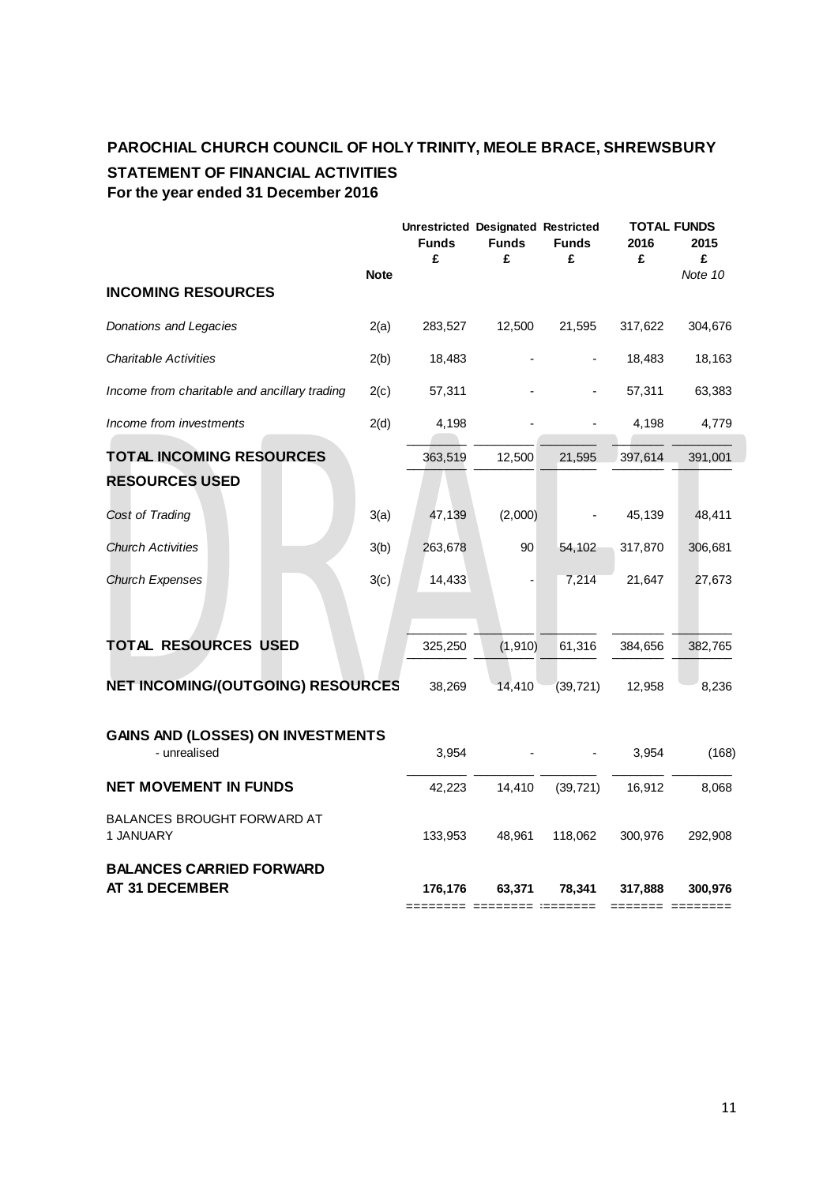## PAROCHIAL CHURCH COUNCIL OF HOLY TRINITY, MEOLE BRACE, SHREWSBURY

### STATEMENT OF FINANCIAL ACTIVITIES

**For the year ended 31 December 2016**

| | Note | Unrestricted Funds £ | Designated Funds £ | Restricted Funds £ | TOTAL FUNDS 2016 £ | TOTAL FUNDS 2015 £ *Note 10* |
|---|---|---|---|---|---|---|
| **INCOMING RESOURCES** | | | | | | |
| *Donations and Legacies* | 2(a) | 283,527 | 12,500 | 21,595 | 317,622 | 304,676 |
| *Charitable Activities* | 2(b) | 18,483 | - | - | 18,483 | 18,163 |
| *Income from charitable and ancillary trading* | 2(c) | 57,311 | - | - | 57,311 | 63,383 |
| *Income from investments* | 2(d) | 4,198 | - | - | 4,198 | 4,779 |
| **TOTAL INCOMING RESOURCES** | | 363,519 | 12,500 | 21,595 | 397,614 | 391,001 |
| **RESOURCES USED** | | | | | | |
| *Cost of Trading* | 3(a) | 47,139 | (2,000) | - | 45,139 | 48,411 |
| *Church Activities* | 3(b) | 263,678 | 90 | 54,102 | 317,870 | 306,681 |
| *Church Expenses* | 3(c) | 14,433 | - | 7,214 | 21,647 | 27,673 |
| **TOTAL RESOURCES USED** | | 325,250 | (1,910) | 61,316 | 384,656 | 382,765 |
| **NET INCOMING/(OUTGOING) RESOURCES** | | 38,269 | 14,410 | (39,721) | 12,958 | 8,236 |
| **GAINS AND (LOSSES) ON INVESTMENTS** - unrealised | | 3,954 | - | - | 3,954 | (168) |
| **NET MOVEMENT IN FUNDS** | | 42,223 | 14,410 | (39,721) | 16,912 | 8,068 |
| BALANCES BROUGHT FORWARD AT 1 JANUARY | | 133,953 | 48,961 | 118,062 | 300,976 | 292,908 |
| **BALANCES CARRIED FORWARD AT 31 DECEMBER** | | **176,176** | **63,371** | **78,341** | **317,888** | **300,976** |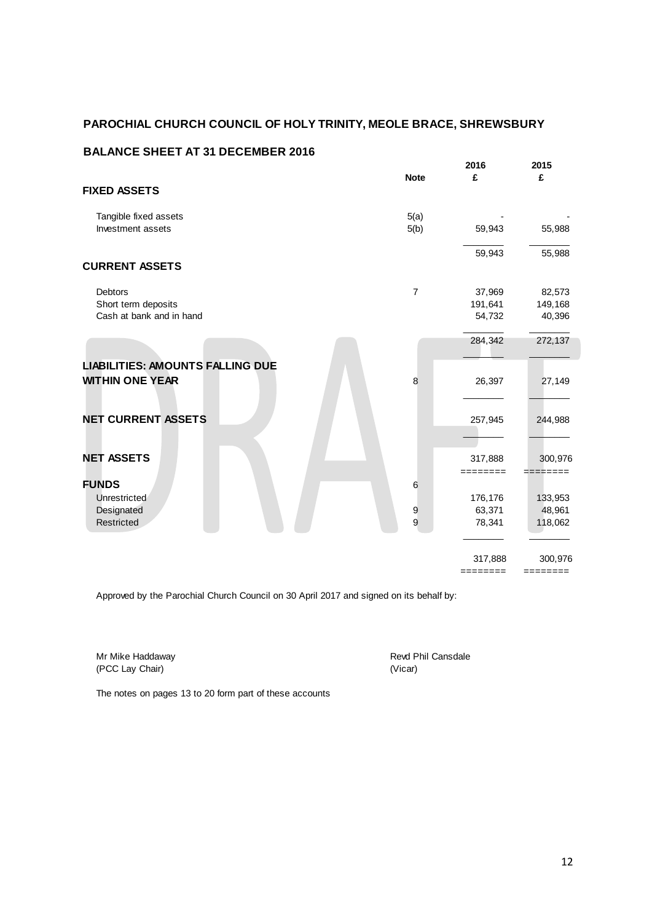## PAROCHIAL CHURCH COUNCIL OF HOLY TRINITY, MEOLE BRACE, SHREWSBURY

### BALANCE SHEET AT 31 DECEMBER 2016

| | Note | 2016 £ | 2015 £ |
|---|---|---|---|
| **FIXED ASSETS** | | | |
| Tangible fixed assets | 5(a) | - | - |
| Investment assets | 5(b) | 59,943 | 55,988 |
| | | 59,943 | 55,988 |
| **CURRENT ASSETS** | | | |
| Debtors | 7 | 37,969 | 82,573 |
| Short term deposits | | 191,641 | 149,168 |
| Cash at bank and in hand | | 54,732 | 40,396 |
| | | 284,342 | 272,137 |
| **LIABILITIES: AMOUNTS FALLING DUE WITHIN ONE YEAR** | 8 | 26,397 | 27,149 |
| **NET CURRENT ASSETS** | | 257,945 | 244,988 |
| **NET ASSETS** | | 317,888 | 300,976 |
| **FUNDS** | 6 | | |
| Unrestricted | | 176,176 | 133,953 |
| Designated | 9 | 63,371 | 48,961 |
| Restricted | 9 | 78,341 | 118,062 |
| | | 317,888 | 300,976 |

Approved by the Parochial Church Council on 30 April 2017 and signed on its behalf by:

Mr Mike Haddaway
(PCC Lay Chair)

Revd Phil Cansdale
(Vicar)

The notes on pages 13 to 20 form part of these accounts

DRAFT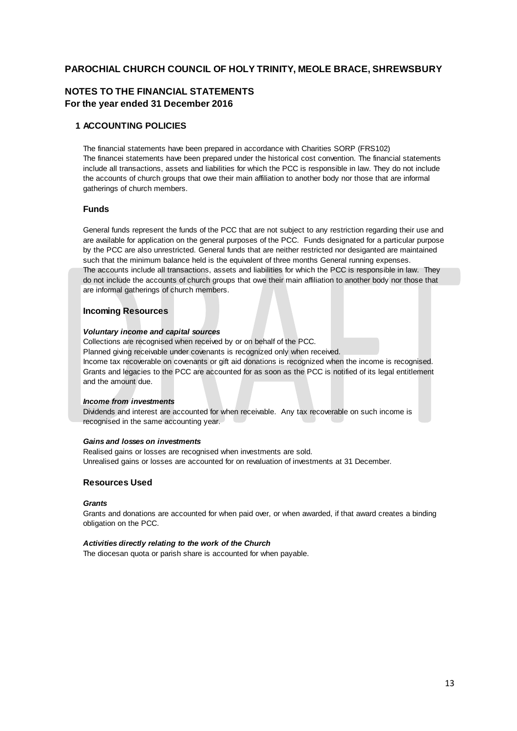# PAROCHIAL CHURCH COUNCIL OF HOLY TRINITY, MEOLE BRACE, SHREWSBURY

## NOTES TO THE FINANCIAL STATEMENTS
**For the year ended 31 December 2016**

### 1 ACCOUNTING POLICIES

The financial statements have been prepared in accordance with Charities SORP (FRS102)
The financei statements have been prepared under the historical cost convention. The financial statements include all transactions, assets and liabilities for which the PCC is responsible in law. They do not include the accounts of church groups that owe their main affiliation to another body nor those that are informal gatherings of church members.

### Funds

General funds represent the funds of the PCC that are not subject to any restriction regarding their use and are available for application on the general purposes of the PCC. Funds designated for a particular purpose by the PCC are also unrestricted. General funds that are neither restricted nor desiganted are maintained such that the minimum balance held is the equivalent of three months General running expenses.
The accounts include all transactions, assets and liabilities for which the PCC is responsible in law. They do not include the accounts of church groups that owe their main affiliation to another body nor those that are informal gatherings of church members.

### Incoming Resources

***Voluntary income and capital sources***
Collections are recognised when received by or on behalf of the PCC.
Planned giving receivable under covenants is recognized only when received.
Income tax recoverable on covenants or gift aid donations is recognized when the income is recognised.
Grants and legacies to the PCC are accounted for as soon as the PCC is notified of its legal entitlement and the amount due.

***Income from investments***
Dividends and interest are accounted for when receivable. Any tax recoverable on such income is recognised in the same accounting year.

***Gains and losses on investments***
Realised gains or losses are recognised when investments are sold.
Unrealised gains or losses are accounted for on revaluation of investments at 31 December.

### Resources Used

***Grants***
Grants and donations are accounted for when paid over, or when awarded, if that award creates a binding obligation on the PCC.

***Activities directly relating to the work of the Church***
The diocesan quota or parish share is accounted for when payable.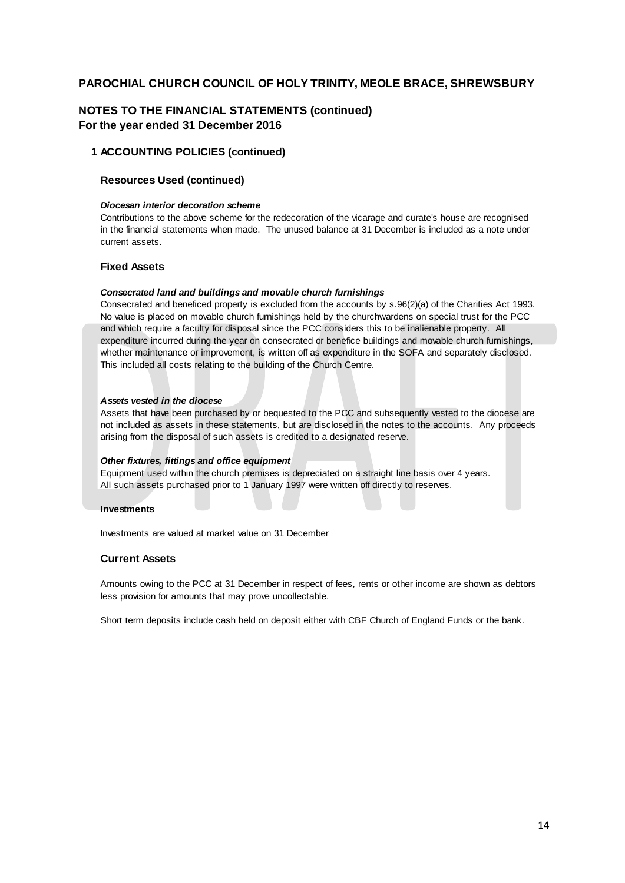# PAROCHIAL CHURCH COUNCIL OF HOLY TRINITY, MEOLE BRACE, SHREWSBURY

## NOTES TO THE FINANCIAL STATEMENTS (continued)
## For the year ended 31 December 2016

### 1 ACCOUNTING POLICIES (continued)

#### Resources Used (continued)

***Diocesan interior decoration scheme***

Contributions to the above scheme for the redecoration of the vicarage and curate's house are recognised in the financial statements when made. The unused balance at 31 December is included as a note under current assets.

#### Fixed Assets

***Consecrated land and buildings and movable church furnishings***

Consecrated and beneficed property is excluded from the accounts by s.96(2)(a) of the Charities Act 1993. No value is placed on movable church furnishings held by the churchwardens on special trust for the PCC and which require a faculty for disposal since the PCC considers this to be inalienable property. All expenditure incurred during the year on consecrated or benefice buildings and movable church furnishings, whether maintenance or improvement, is written off as expenditure in the SOFA and separately disclosed. This included all costs relating to the building of the Church Centre.

***Assets vested in the diocese***

Assets that have been purchased by or bequested to the PCC and subsequently vested to the diocese are not included as assets in these statements, but are disclosed in the notes to the accounts. Any proceeds arising from the disposal of such assets is credited to a designated reserve.

***Other fixtures, fittings and office equipment***

Equipment used within the church premises is depreciated on a straight line basis over 4 years. All such assets purchased prior to 1 January 1997 were written off directly to reserves.

**Investments**

Investments are valued at market value on 31 December

#### Current Assets

Amounts owing to the PCC at 31 December in respect of fees, rents or other income are shown as debtors less provision for amounts that may prove uncollectable.

Short term deposits include cash held on deposit either with CBF Church of England Funds or the bank.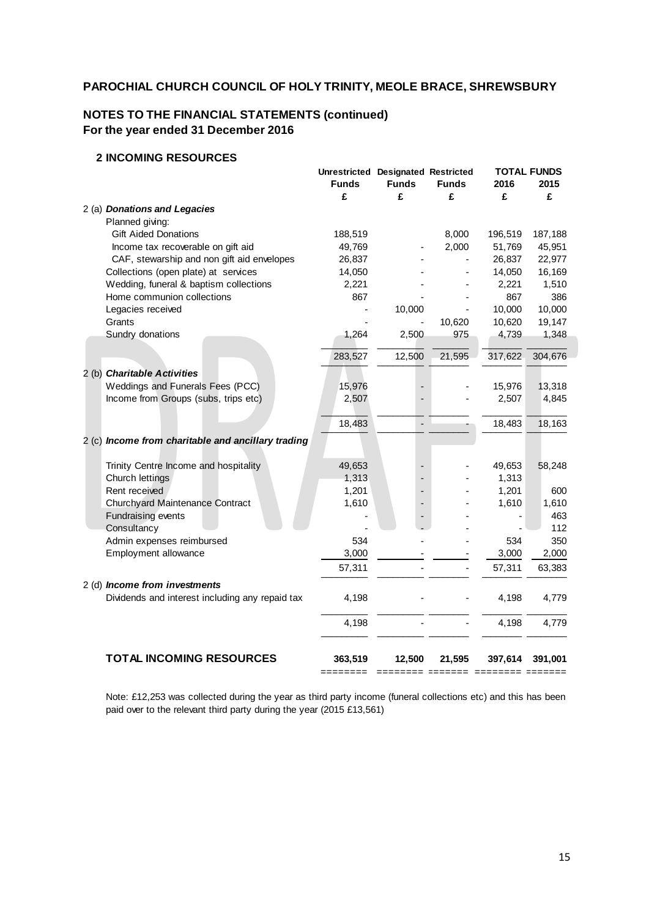# PAROCHIAL CHURCH COUNCIL OF HOLY TRINITY, MEOLE BRACE, SHREWSBURY

## NOTES TO THE FINANCIAL STATEMENTS (continued)
### For the year ended 31 December 2016

#### 2 INCOMING RESOURCES

| | Unrestricted Funds | Designated Funds | Restricted Funds | TOTAL FUNDS 2016 | TOTAL FUNDS 2015 |
|---|---|---|---|---|---|
| | £ | £ | £ | £ | £ |
| 2 (a) ***Donations and Legacies*** | | | | | |
| Planned giving: | | | | | |
| Gift Aided Donations | 188,519 | | 8,000 | 196,519 | 187,188 |
| Income tax recoverable on gift aid | 49,769 | - | 2,000 | 51,769 | 45,951 |
| CAF, stewarship and non gift aid envelopes | 26,837 | - | - | 26,837 | 22,977 |
| Collections (open plate) at services | 14,050 | - | - | 14,050 | 16,169 |
| Wedding, funeral & baptism collections | 2,221 | - | - | 2,221 | 1,510 |
| Home communion collections | 867 | - | - | 867 | 386 |
| Legacies received | - | 10,000 | - | 10,000 | 10,000 |
| Grants | - | - | 10,620 | 10,620 | 19,147 |
| Sundry donations | 1,264 | 2,500 | 975 | 4,739 | 1,348 |
| | 283,527 | 12,500 | 21,595 | 317,622 | 304,676 |
| 2 (b) ***Charitable Activities*** | | | | | |
| Weddings and Funerals Fees (PCC) | 15,976 | - | - | 15,976 | 13,318 |
| Income from Groups (subs, trips etc) | 2,507 | - | - | 2,507 | 4,845 |
| | 18,483 | - | - | 18,483 | 18,163 |
| 2 (c) ***Income from charitable and ancillary trading*** | | | | | |
| Trinity Centre Income and hospitality | 49,653 | - | - | 49,653 | 58,248 |
| Church lettings | 1,313 | - | - | 1,313 | |
| Rent received | 1,201 | - | - | 1,201 | 600 |
| Churchyard Maintenance Contract | 1,610 | - | - | 1,610 | 1,610 |
| Fundraising events | - | - | - | - | 463 |
| Consultancy | - | - | - | - | 112 |
| Admin expenses reimbursed | 534 | - | - | 534 | 350 |
| Employment allowance | 3,000 | - | - | 3,000 | 2,000 |
| | 57,311 | - | - | 57,311 | 63,383 |
| 2 (d) ***Income from investments*** | | | | | |
| Dividends and interest including any repaid tax | 4,198 | - | - | 4,198 | 4,779 |
| | 4,198 | - | - | 4,198 | 4,779 |
| **TOTAL INCOMING RESOURCES** | **363,519** | **12,500** | **21,595** | **397,614** | **391,001** |

Note: £12,253 was collected during the year as third party income (funeral collections etc) and this has been paid over to the relevant third party during the year (2015 £13,561)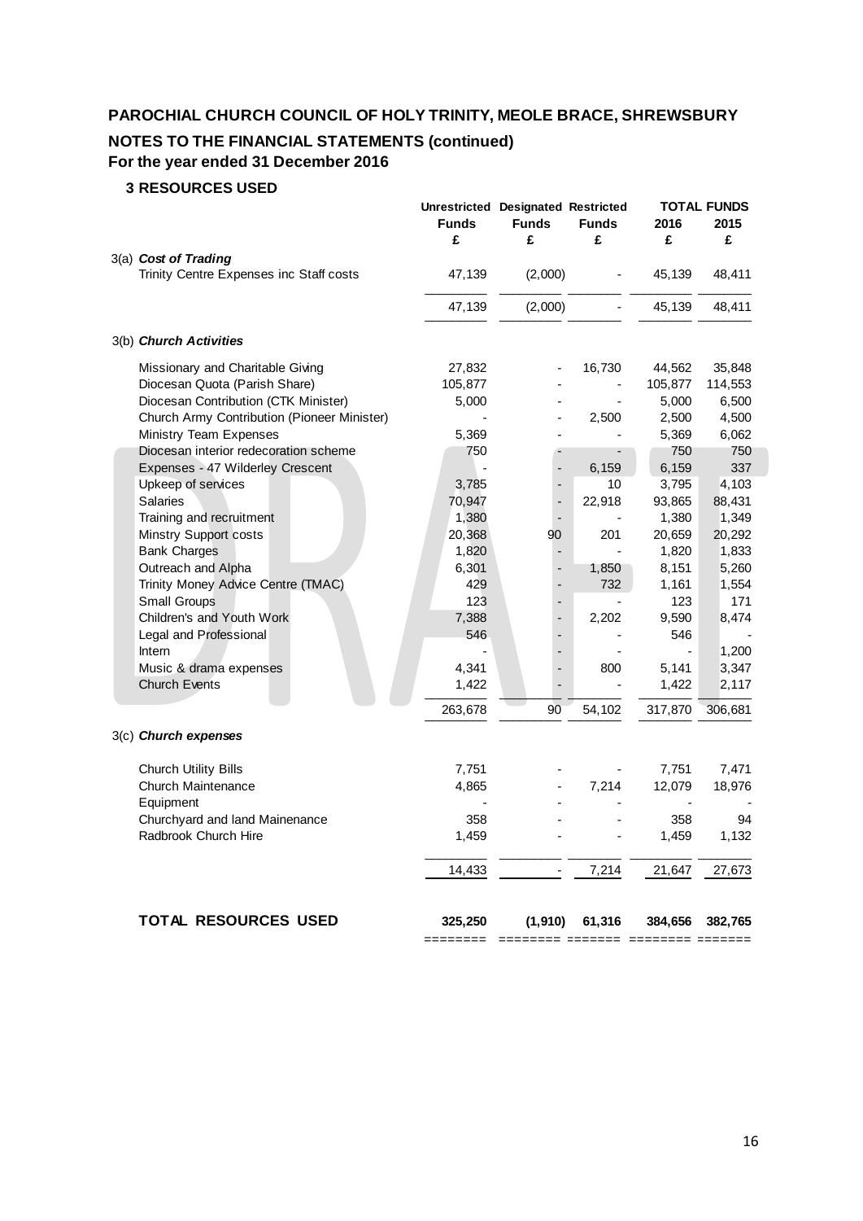**PAROCHIAL CHURCH COUNCIL OF HOLY TRINITY, MEOLE BRACE, SHREWSBURY**

## NOTES TO THE FINANCIAL STATEMENTS (continued)

**For the year ended 31 December 2016**

### 3 RESOURCES USED

| | Unrestricted Funds | Designated Funds | Restricted Funds | TOTAL FUNDS 2016 | TOTAL FUNDS 2015 |
|---|---|---|---|---|---|
| | £ | £ | £ | £ | £ |
| **3(a) *Cost of Trading*** | | | | | |
| Trinity Centre Expenses inc Staff costs | 47,139 | (2,000) | - | 45,139 | 48,411 |
| | 47,139 | (2,000) | - | 45,139 | 48,411 |
| **3(b) *Church Activities*** | | | | | |
| Missionary and Charitable Giving | 27,832 | - | 16,730 | 44,562 | 35,848 |
| Diocesan Quota (Parish Share) | 105,877 | - | - | 105,877 | 114,553 |
| Diocesan Contribution (CTK Minister) | 5,000 | - | - | 5,000 | 6,500 |
| Church Army Contribution (Pioneer Minister) | - | - | 2,500 | 2,500 | 4,500 |
| Ministry Team Expenses | 5,369 | - | - | 5,369 | 6,062 |
| Diocesan interior redecoration scheme | 750 | - | - | 750 | 750 |
| Expenses - 47 Wilderley Crescent | - | - | 6,159 | 6,159 | 337 |
| Upkeep of services | 3,785 | - | 10 | 3,795 | 4,103 |
| Salaries | 70,947 | - | 22,918 | 93,865 | 88,431 |
| Training and recruitment | 1,380 | - | - | 1,380 | 1,349 |
| Minstry Support costs | 20,368 | 90 | 201 | 20,659 | 20,292 |
| Bank Charges | 1,820 | - | - | 1,820 | 1,833 |
| Outreach and Alpha | 6,301 | - | 1,850 | 8,151 | 5,260 |
| Trinity Money Advice Centre (TMAC) | 429 | - | 732 | 1,161 | 1,554 |
| Small Groups | 123 | - | - | 123 | 171 |
| Children's and Youth Work | 7,388 | - | 2,202 | 9,590 | 8,474 |
| Legal and Professional | 546 | - | - | 546 | - |
| Intern | - | - | - | - | 1,200 |
| Music & drama expenses | 4,341 | - | 800 | 5,141 | 3,347 |
| Church Events | 1,422 | - | - | 1,422 | 2,117 |
| | 263,678 | 90 | 54,102 | 317,870 | 306,681 |
| **3(c) *Church expenses*** | | | | | |
| Church Utility Bills | 7,751 | - | - | 7,751 | 7,471 |
| Church Maintenance | 4,865 | - | 7,214 | 12,079 | 18,976 |
| Equipment | - | - | - | - | - |
| Churchyard and land Mainenance | 358 | - | - | 358 | 94 |
| Radbrook Church Hire | 1,459 | - | - | 1,459 | 1,132 |
| | 14,433 | - | 7,214 | 21,647 | 27,673 |
| **TOTAL RESOURCES USED** | **325,250** | **(1,910)** | **61,316** | **384,656** | **382,765** |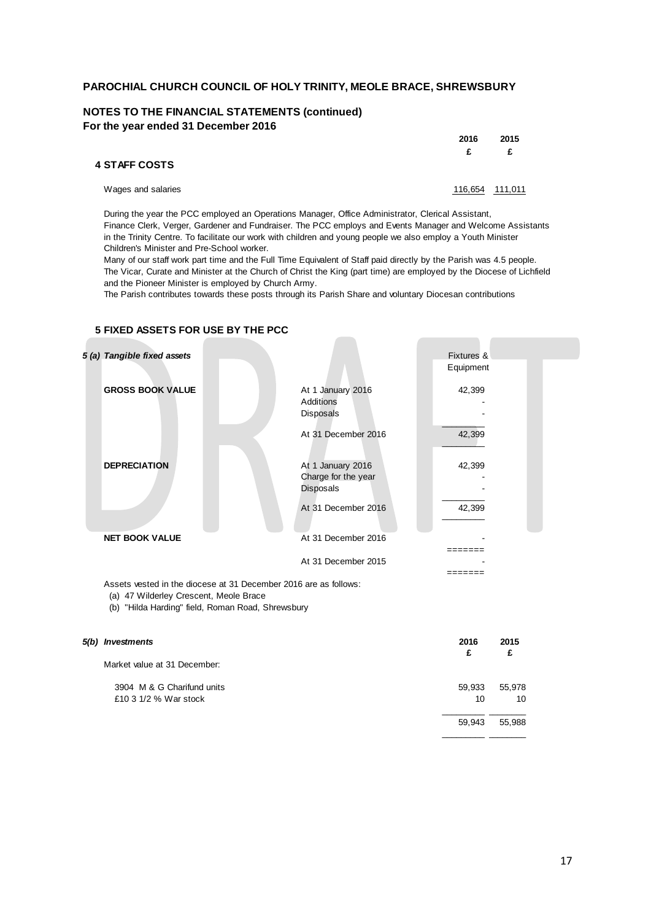**PAROCHIAL CHURCH COUNCIL OF HOLY TRINITY, MEOLE BRACE, SHREWSBURY**

**NOTES TO THE FINANCIAL STATEMENTS (continued)**
**For the year ended 31 December 2016**

## 4 STAFF COSTS

| | 2016 £ | 2015 £ |
|---|---|---|
| Wages and salaries | 116,654 | 111,011 |

During the year the PCC employed an Operations Manager, Office Administrator, Clerical Assistant, Finance Clerk, Verger, Gardener and Fundraiser. The PCC employs and Events Manager and Welcome Assistants in the Trinity Centre. To facilitate our work with children and young people we also employ a Youth Minister Children's Minister and Pre-School worker.
Many of our staff work part time and the Full Time Equivalent of Staff paid directly by the Parish was 4.5 people.
The Vicar, Curate and Minister at the Church of Christ the King (part time) are employed by the Diocese of Lichfield and the Pioneer Minister is employed by Church Army.
The Parish contributes towards these posts through its Parish Share and voluntary Diocesan contributions

## 5 FIXED ASSETS FOR USE BY THE PCC

### 5 (a) Tangible fixed assets

| | | Fixtures & Equipment |
|---|---|---|
| **GROSS BOOK VALUE** | At 1 January 2016 | 42,399 |
| | Additions | - |
| | Disposals | - |
| | At 31 December 2016 | 42,399 |
| **DEPRECIATION** | At 1 January 2016 | 42,399 |
| | Charge for the year | - |
| | Disposals | - |
| | At 31 December 2016 | 42,399 |
| **NET BOOK VALUE** | At 31 December 2016 | - |
| | At 31 December 2015 | - |

Assets vested in the diocese at 31 December 2016 are as follows:

(a) 47 Wilderley Crescent, Meole Brace
(b) "Hilda Harding" field, Roman Road, Shrewsbury

### 5(b) Investments

| | 2016 £ | 2015 £ |
|---|---|---|
| Market value at 31 December: | | |
| 3904 M & G Charifund units | 59,933 | 55,978 |
| £10 3 1/2 % War stock | 10 | 10 |
| | 59,943 | 55,988 |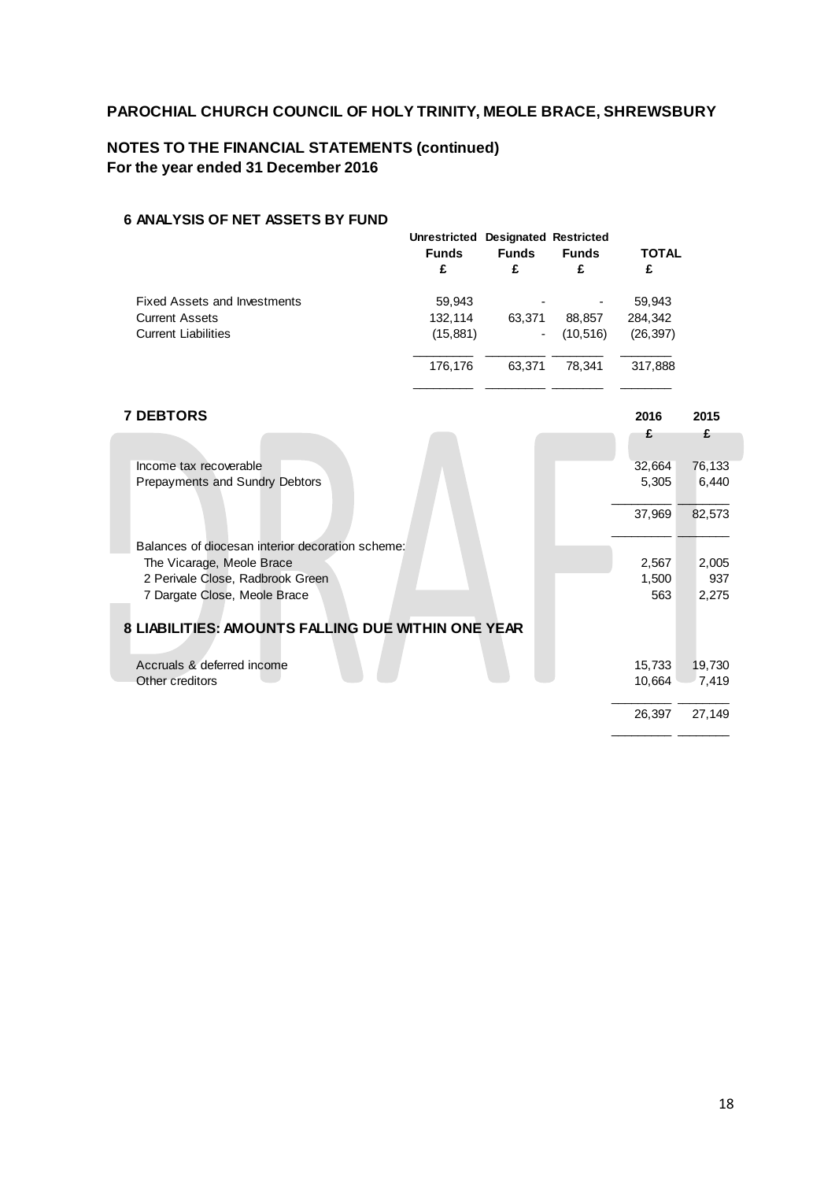**PAROCHIAL CHURCH COUNCIL OF HOLY TRINITY, MEOLE BRACE, SHREWSBURY**

**NOTES TO THE FINANCIAL STATEMENTS (continued)**
**For the year ended 31 December 2016**

### 6 ANALYSIS OF NET ASSETS BY FUND

| | Unrestricted Funds £ | Designated Funds £ | Restricted Funds £ | TOTAL £ |
|---|---|---|---|---|
| Fixed Assets and Investments | 59,943 | - | - | 59,943 |
| Current Assets | 132,114 | 63,371 | 88,857 | 284,342 |
| Current Liabilities | (15,881) | - | (10,516) | (26,397) |
| | 176,176 | 63,371 | 78,341 | 317,888 |

### 7 DEBTORS

| | 2016 £ | 2015 £ |
|---|---|---|
| Income tax recoverable | 32,664 | 76,133 |
| Prepayments and Sundry Debtors | 5,305 | 6,440 |
| | 37,969 | 82,573 |
| Balances of diocesan interior decoration scheme: | | |
| The Vicarage, Meole Brace | 2,567 | 2,005 |
| 2 Perivale Close, Radbrook Green | 1,500 | 937 |
| 7 Dargate Close, Meole Brace | 563 | 2,275 |

### 8 LIABILITIES: AMOUNTS FALLING DUE WITHIN ONE YEAR

| | 2016 £ | 2015 £ |
|---|---|---|
| Accruals & deferred income | 15,733 | 19,730 |
| Other creditors | 10,664 | 7,419 |
| | 26,397 | 27,149 |

DRAFT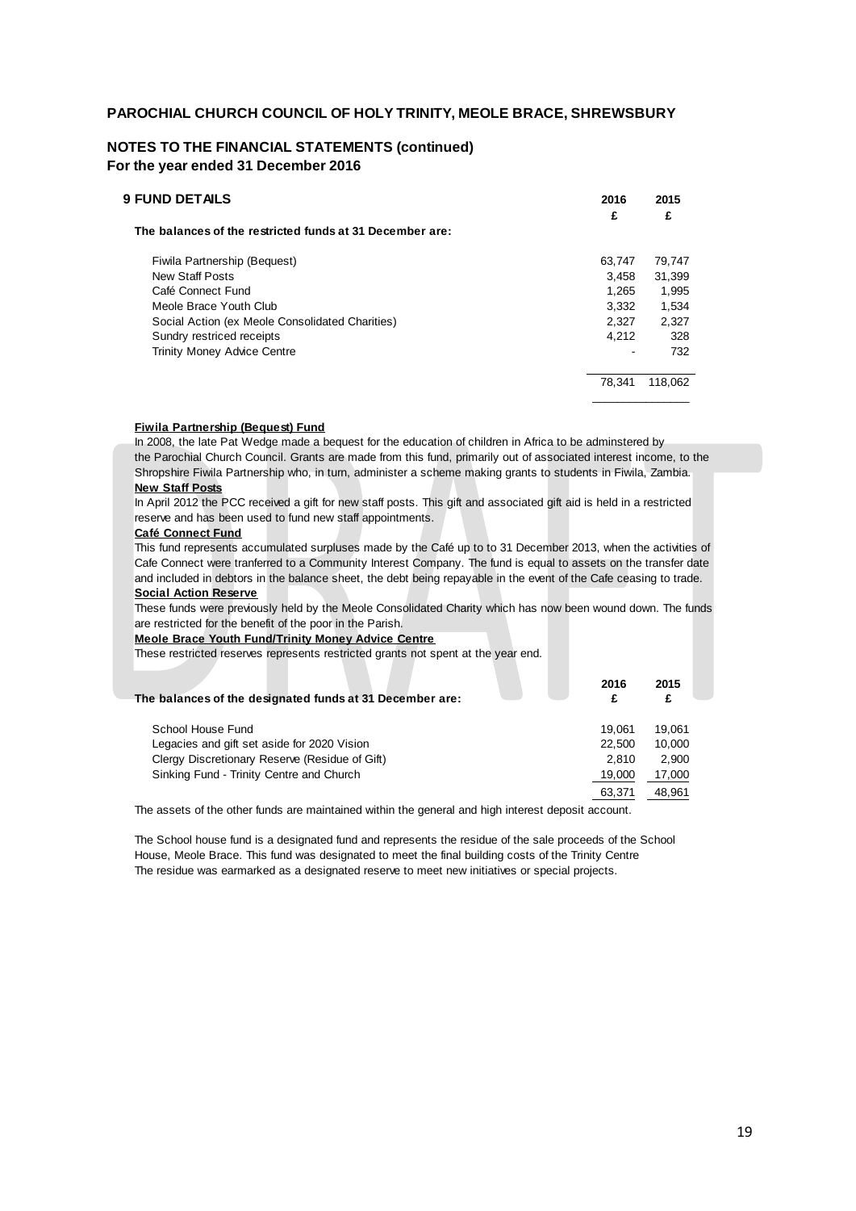**PAROCHIAL CHURCH COUNCIL OF HOLY TRINITY, MEOLE BRACE, SHREWSBURY**

**NOTES TO THE FINANCIAL STATEMENTS (continued)**
**For the year ended 31 December 2016**

## 9 FUND DETAILS

| The balances of the restricted funds at 31 December are: | 2016 £ | 2015 £ |
|---|---|---|
| Fiwila Partnership (Bequest) | 63,747 | 79,747 |
| New Staff Posts | 3,458 | 31,399 |
| Café Connect Fund | 1,265 | 1,995 |
| Meole Brace Youth Club | 3,332 | 1,534 |
| Social Action (ex Meole Consolidated Charities) | 2,327 | 2,327 |
| Sundry restriced receipts | 4,212 | 328 |
| Trinity Money Advice Centre | - | 732 |
| | 78,341 | 118,062 |

**Fiwila Partnership (Bequest) Fund**
In 2008, the late Pat Wedge made a bequest for the education of children in Africa to be adminstered by the Parochial Church Council. Grants are made from this fund, primarily out of associated interest income, to the Shropshire Fiwila Partnership who, in turn, administer a scheme making grants to students in Fiwila, Zambia.

**New Staff Posts**
In April 2012 the PCC received a gift for new staff posts. This gift and associated gift aid is held in a restricted reserve and has been used to fund new staff appointments.

**Café Connect Fund**
This fund represents accumulated surpluses made by the Café up to to 31 December 2013, when the activities of Cafe Connect were tranferred to a Community Interest Company. The fund is equal to assets on the transfer date and included in debtors in the balance sheet, the debt being repayable in the event of the Cafe ceasing to trade.

**Social Action Reserve**
These funds were previously held by the Meole Consolidated Charity which has now been wound down. The funds are restricted for the benefit of the poor in the Parish.

**Meole Brace Youth Fund/Trinity Money Advice Centre**
These restricted reserves represents restricted grants not spent at the year end.

| The balances of the designated funds at 31 December are: | 2016 £ | 2015 £ |
|---|---|---|
| School House Fund | 19,061 | 19,061 |
| Legacies and gift set aside for 2020 Vision | 22,500 | 10,000 |
| Clergy Discretionary Reserve (Residue of Gift) | 2,810 | 2,900 |
| Sinking Fund - Trinity Centre and Church | 19,000 | 17,000 |
| | 63,371 | 48,961 |

The assets of the other funds are maintained within the general and high interest deposit account.

The School house fund is a designated fund and represents the residue of the sale proceeds of the School House, Meole Brace. This fund was designated to meet the final building costs of the Trinity Centre
The residue was earmarked as a designated reserve to meet new initiatives or special projects.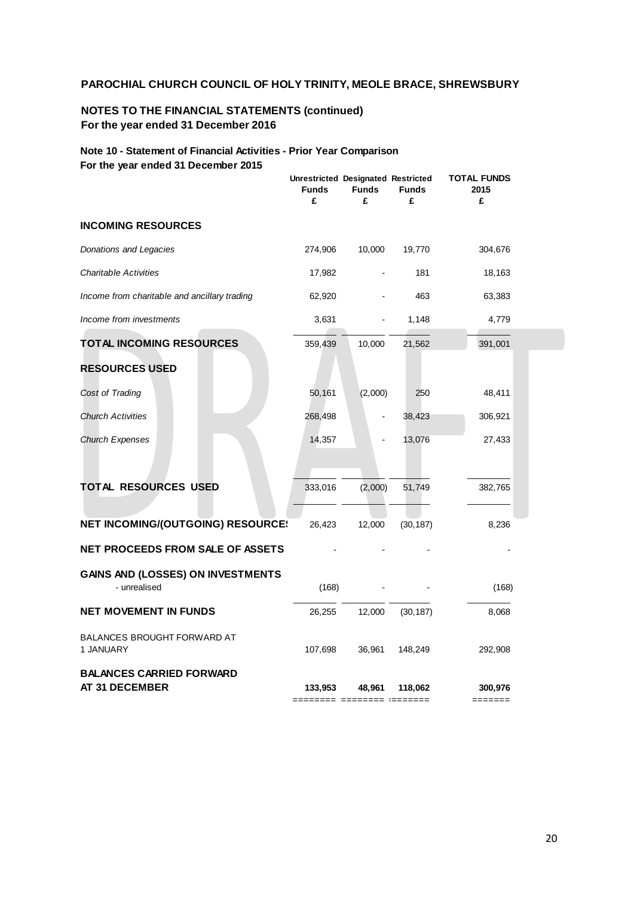## PAROCHIAL CHURCH COUNCIL OF HOLY TRINITY, MEOLE BRACE, SHREWSBURY

### NOTES TO THE FINANCIAL STATEMENTS (continued)
**For the year ended 31 December 2016**

**Note 10 - Statement of Financial Activities - Prior Year Comparison**
**For the year ended 31 December 2015**

| | Unrestricted Funds £ | Designated Funds £ | Restricted Funds £ | TOTAL FUNDS 2015 £ |
|---|---|---|---|---|
| **INCOMING RESOURCES** | | | | |
| *Donations and Legacies* | 274,906 | 10,000 | 19,770 | 304,676 |
| *Charitable Activities* | 17,982 | - | 181 | 18,163 |
| *Income from charitable and ancillary trading* | 62,920 | - | 463 | 63,383 |
| *Income from investments* | 3,631 | - | 1,148 | 4,779 |
| **TOTAL INCOMING RESOURCES** | 359,439 | 10,000 | 21,562 | 391,001 |
| **RESOURCES USED** | | | | |
| *Cost of Trading* | 50,161 | (2,000) | 250 | 48,411 |
| *Church Activities* | 268,498 | - | 38,423 | 306,921 |
| *Church Expenses* | 14,357 | - | 13,076 | 27,433 |
| **TOTAL RESOURCES USED** | 333,016 | (2,000) | 51,749 | 382,765 |
| **NET INCOMING/(OUTGOING) RESOURCES** | 26,423 | 12,000 | (30,187) | 8,236 |
| **NET PROCEEDS FROM SALE OF ASSETS** | - | - | - | - |
| **GAINS AND (LOSSES) ON INVESTMENTS** - unrealised | (168) | - | - | (168) |
| **NET MOVEMENT IN FUNDS** | 26,255 | 12,000 | (30,187) | 8,068 |
| BALANCES BROUGHT FORWARD AT 1 JANUARY | 107,698 | 36,961 | 148,249 | 292,908 |
| **BALANCES CARRIED FORWARD AT 31 DECEMBER** | **133,953** | **48,961** | **118,062** | **300,976** |